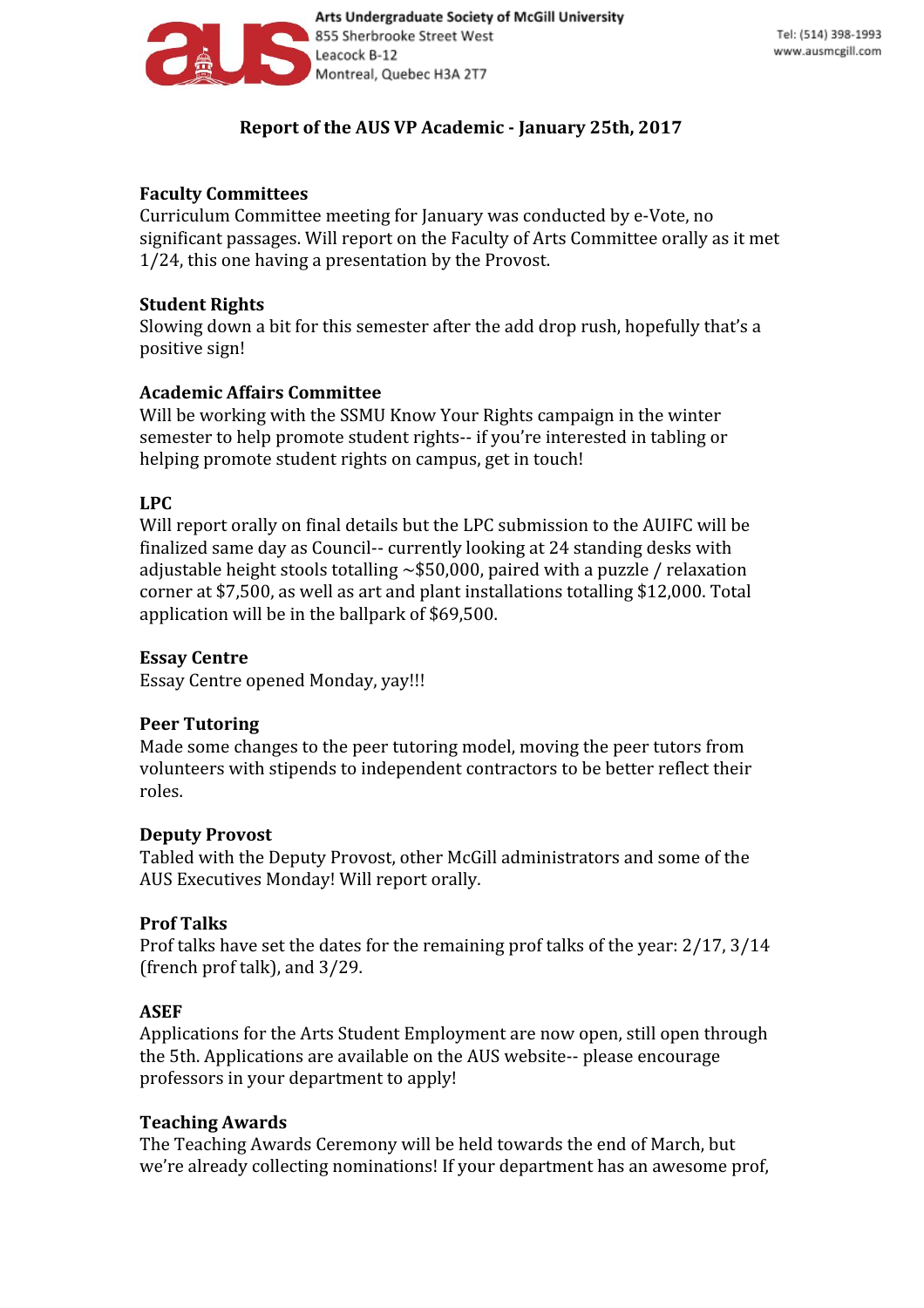Arts Undergraduate Society of McGill University
855 Sherbrooke Street West
Leacock B-12
Montreal, Quebec H3A 2T7

Tel: (514) 398-1993
www.ausmcgill.com

# Report of the AUS VP Academic - January 25th, 2017

## Faculty Committees

Curriculum Committee meeting for January was conducted by e-Vote, no significant passages. Will report on the Faculty of Arts Committee orally as it met 1/24, this one having a presentation by the Provost.

## Student Rights

Slowing down a bit for this semester after the add drop rush, hopefully that's a positive sign!

## Academic Affairs Committee

Will be working with the SSMU Know Your Rights campaign in the winter semester to help promote student rights-- if you're interested in tabling or helping promote student rights on campus, get in touch!

## LPC

Will report orally on final details but the LPC submission to the AUIFC will be finalized same day as Council-- currently looking at 24 standing desks with adjustable height stools totalling ~$50,000, paired with a puzzle / relaxation corner at $7,500, as well as art and plant installations totalling $12,000. Total application will be in the ballpark of $69,500.

## Essay Centre

Essay Centre opened Monday, yay!!!

## Peer Tutoring

Made some changes to the peer tutoring model, moving the peer tutors from volunteers with stipends to independent contractors to be better reflect their roles.

## Deputy Provost

Tabled with the Deputy Provost, other McGill administrators and some of the AUS Executives Monday! Will report orally.

## Prof Talks

Prof talks have set the dates for the remaining prof talks of the year: 2/17, 3/14 (french prof talk), and 3/29.

## ASEF

Applications for the Arts Student Employment are now open, still open through the 5th. Applications are available on the AUS website-- please encourage professors in your department to apply!

## Teaching Awards

The Teaching Awards Ceremony will be held towards the end of March, but we're already collecting nominations! If your department has an awesome prof,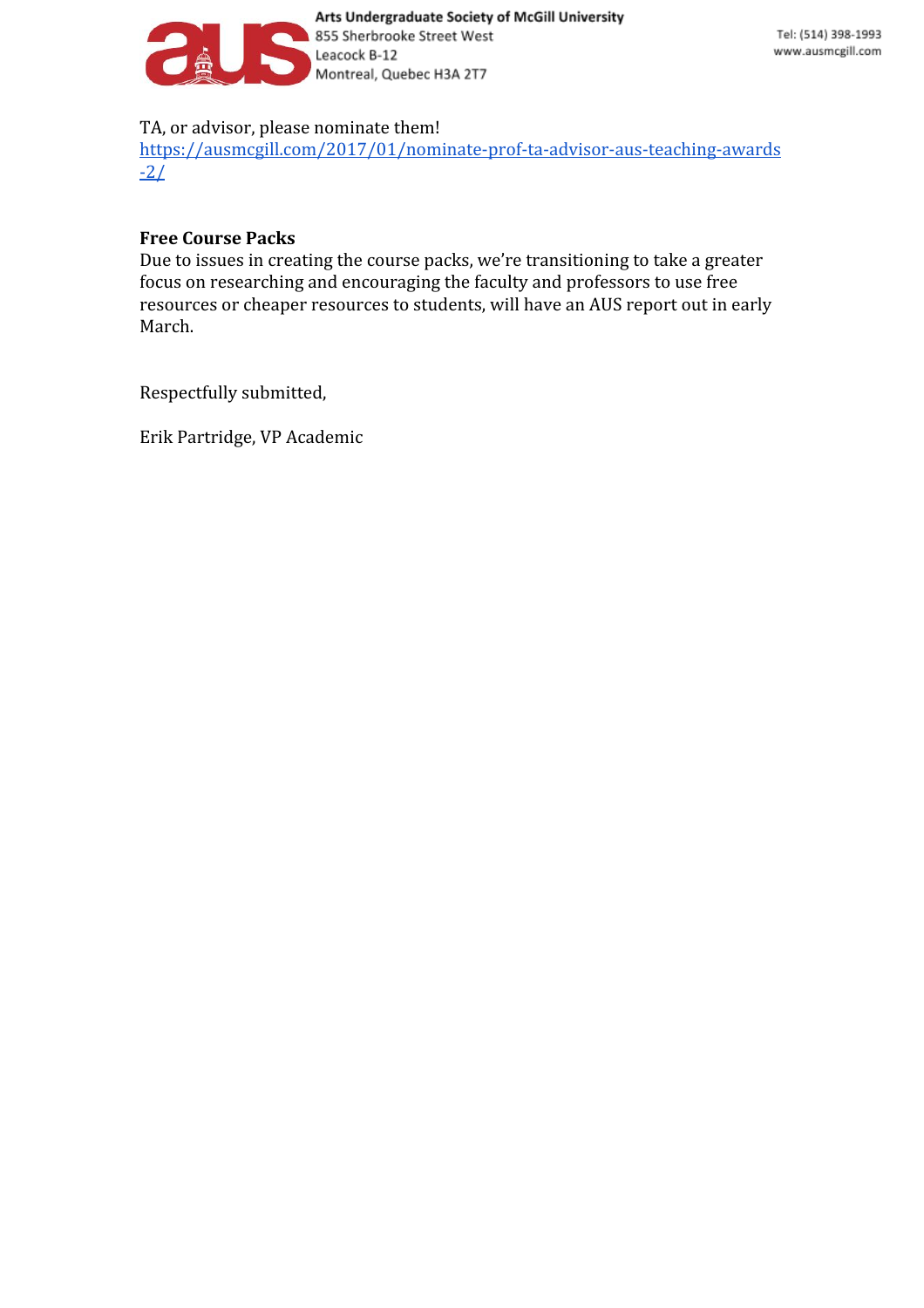TA, or advisor, please nominate them!
https://ausmcgill.com/2017/01/nominate-prof-ta-advisor-aus-teaching-awards-2/

**Free Course Packs**
Due to issues in creating the course packs, we're transitioning to take a greater focus on researching and encouraging the faculty and professors to use free resources or cheaper resources to students, will have an AUS report out in early March.

Respectfully submitted,

Erik Partridge, VP Academic